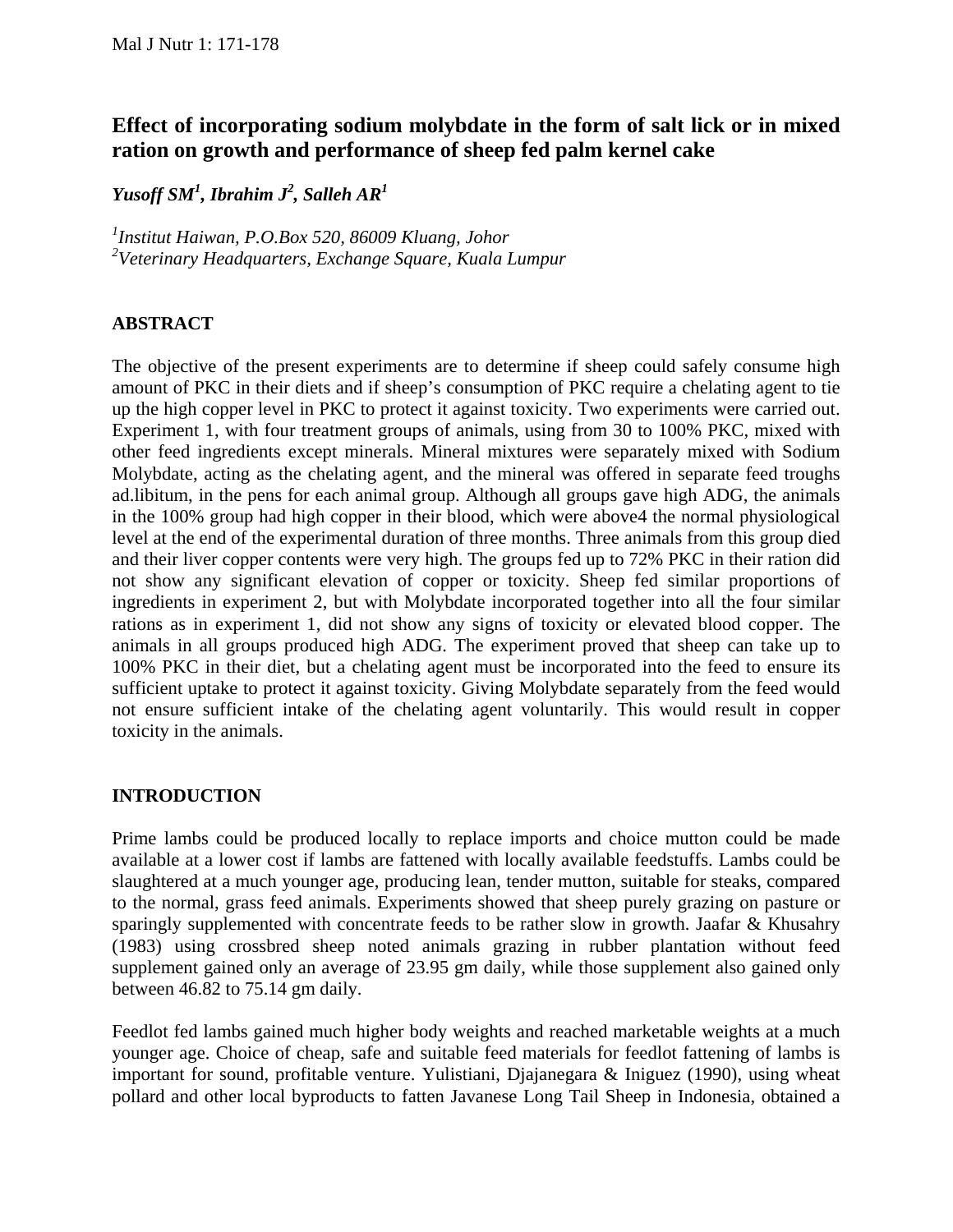# Effect of incorporating sodium molybdate in the form of salt lick or in mixed ration on growth and performance of sheep fed palm kernel cake

***Yusoff SM[1], Ibrahim J[2], Salleh AR[1]***

*[1]Institut Haiwan, P.O.Box 520, 86009 Kluang, Johor*
*[2]Veterinary Headquarters, Exchange Square, Kuala Lumpur*

## ABSTRACT

The objective of the present experiments are to determine if sheep could safely consume high amount of PKC in their diets and if sheep's consumption of PKC require a chelating agent to tie up the high copper level in PKC to protect it against toxicity. Two experiments were carried out. Experiment 1, with four treatment groups of animals, using from 30 to 100% PKC, mixed with other feed ingredients except minerals. Mineral mixtures were separately mixed with Sodium Molybdate, acting as the chelating agent, and the mineral was offered in separate feed troughs ad.libitum, in the pens for each animal group. Although all groups gave high ADG, the animals in the 100% group had high copper in their blood, which were above4 the normal physiological level at the end of the experimental duration of three months. Three animals from this group died and their liver copper contents were very high. The groups fed up to 72% PKC in their ration did not show any significant elevation of copper or toxicity. Sheep fed similar proportions of ingredients in experiment 2, but with Molybdate incorporated together into all the four similar rations as in experiment 1, did not show any signs of toxicity or elevated blood copper. The animals in all groups produced high ADG. The experiment proved that sheep can take up to 100% PKC in their diet, but a chelating agent must be incorporated into the feed to ensure its sufficient uptake to protect it against toxicity. Giving Molybdate separately from the feed would not ensure sufficient intake of the chelating agent voluntarily. This would result in copper toxicity in the animals.

## INTRODUCTION

Prime lambs could be produced locally to replace imports and choice mutton could be made available at a lower cost if lambs are fattened with locally available feedstuffs. Lambs could be slaughtered at a much younger age, producing lean, tender mutton, suitable for steaks, compared to the normal, grass feed animals. Experiments showed that sheep purely grazing on pasture or sparingly supplemented with concentrate feeds to be rather slow in growth. Jaafar & Khusahry (1983) using crossbred sheep noted animals grazing in rubber plantation without feed supplement gained only an average of 23.95 gm daily, while those supplement also gained only between 46.82 to 75.14 gm daily.

Feedlot fed lambs gained much higher body weights and reached marketable weights at a much younger age. Choice of cheap, safe and suitable feed materials for feedlot fattening of lambs is important for sound, profitable venture. Yulistiani, Djajanegara & Iniguez (1990), using wheat pollard and other local byproducts to fatten Javanese Long Tail Sheep in Indonesia, obtained a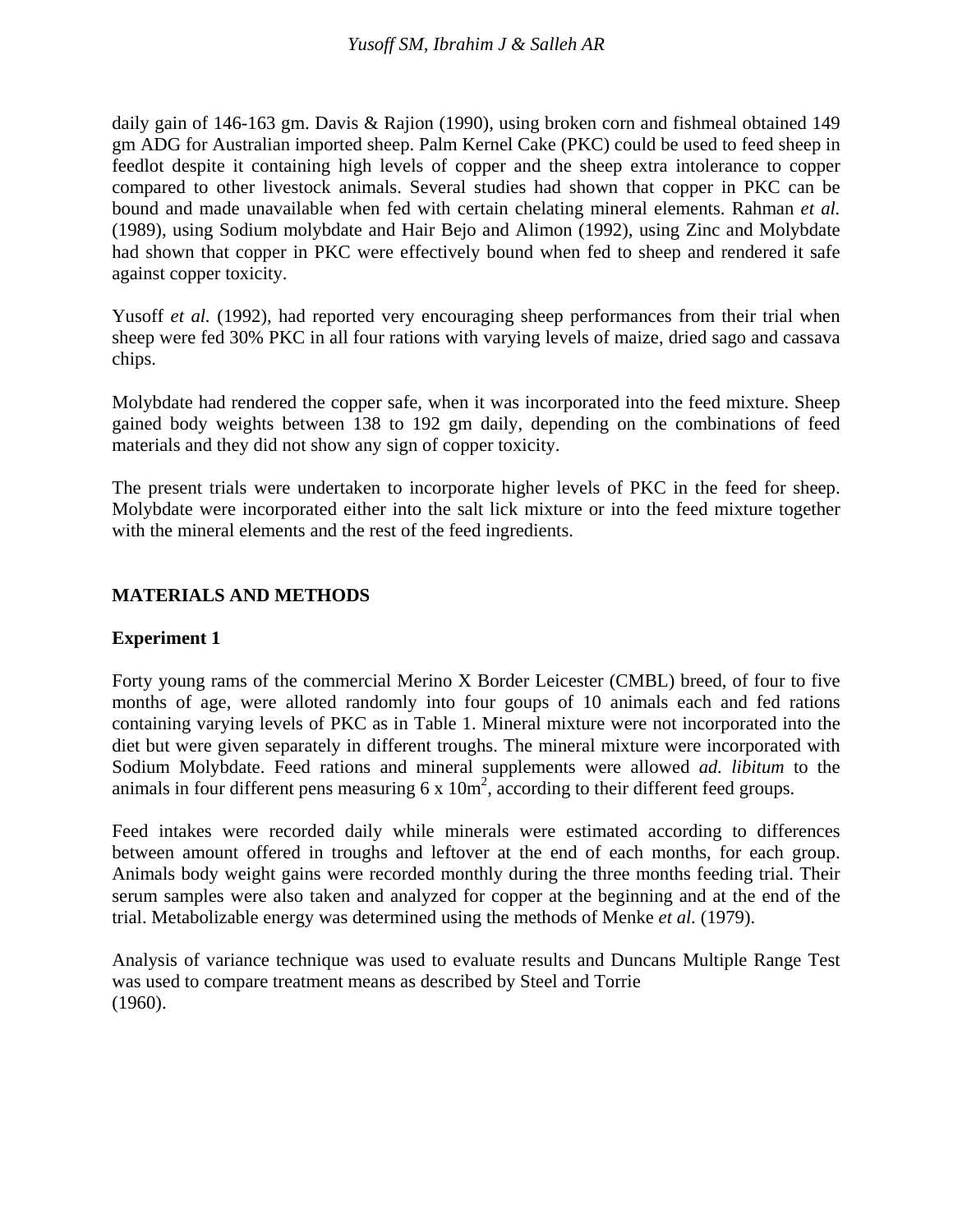daily gain of 146-163 gm. Davis & Rajion (1990), using broken corn and fishmeal obtained 149 gm ADG for Australian imported sheep. Palm Kernel Cake (PKC) could be used to feed sheep in feedlot despite it containing high levels of copper and the sheep extra intolerance to copper compared to other livestock animals. Several studies had shown that copper in PKC can be bound and made unavailable when fed with certain chelating mineral elements. Rahman *et al.* (1989), using Sodium molybdate and Hair Bejo and Alimon (1992), using Zinc and Molybdate had shown that copper in PKC were effectively bound when fed to sheep and rendered it safe against copper toxicity.

Yusoff *et al.* (1992), had reported very encouraging sheep performances from their trial when sheep were fed 30% PKC in all four rations with varying levels of maize, dried sago and cassava chips.

Molybdate had rendered the copper safe, when it was incorporated into the feed mixture. Sheep gained body weights between 138 to 192 gm daily, depending on the combinations of feed materials and they did not show any sign of copper toxicity.

The present trials were undertaken to incorporate higher levels of PKC in the feed for sheep. Molybdate were incorporated either into the salt lick mixture or into the feed mixture together with the mineral elements and the rest of the feed ingredients.

## MATERIALS AND METHODS

### Experiment 1

Forty young rams of the commercial Merino X Border Leicester (CMBL) breed, of four to five months of age, were alloted randomly into four goups of 10 animals each and fed rations containing varying levels of PKC as in Table 1. Mineral mixture were not incorporated into the diet but were given separately in different troughs. The mineral mixture were incorporated with Sodium Molybdate. Feed rations and mineral supplements were allowed *ad. libitum* to the animals in four different pens measuring 6 x 10m$^2$, according to their different feed groups.

Feed intakes were recorded daily while minerals were estimated according to differences between amount offered in troughs and leftover at the end of each months, for each group. Animals body weight gains were recorded monthly during the three months feeding trial. Their serum samples were also taken and analyzed for copper at the beginning and at the end of the trial. Metabolizable energy was determined using the methods of Menke *et al.* (1979).

Analysis of variance technique was used to evaluate results and Duncans Multiple Range Test was used to compare treatment means as described by Steel and Torrie (1960).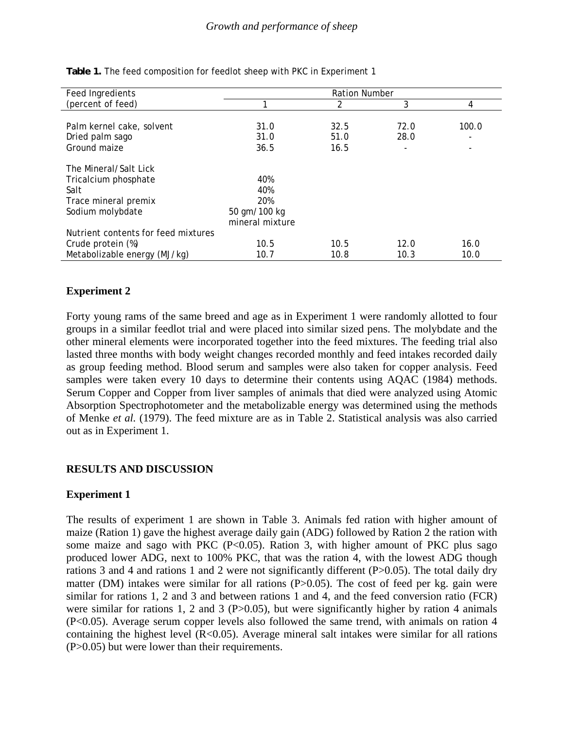**Table 1.** The feed composition for feedlot sheep with PKC in Experiment 1

| Feed Ingredients (percent of feed) | Ration Number | | | |
|---|---|---|---|---|
| | 1 | 2 | 3 | 4 |
| Palm kernel cake, solvent | 31.0 | 32.5 | 72.0 | 100.0 |
| Dried palm sago | 31.0 | 51.0 | 28.0 | - |
| Ground maize | 36.5 | 16.5 | - | - |
| The Mineral/Salt Lick | | | | |
| Tricalcium phosphate | 40% | | | |
| Salt | 40% | | | |
| Trace mineral premix | 20% | | | |
| Sodium molybdate | 50 gm/100 kg mineral mixture | | | |
| Nutrient contents for feed mixtures | | | | |
| Crude protein (%) | 10.5 | 10.5 | 12.0 | 16.0 |
| Metabolizable energy (MJ/kg) | 10.7 | 10.8 | 10.3 | 10.0 |

### Experiment 2

Forty young rams of the same breed and age as in Experiment 1 were randomly allotted to four groups in a similar feedlot trial and were placed into similar sized pens. The molybdate and the other mineral elements were incorporated together into the feed mixtures. The feeding trial also lasted three months with body weight changes recorded monthly and feed intakes recorded daily as group feeding method. Blood serum and samples were also taken for copper analysis. Feed samples were taken every 10 days to determine their contents using AQAC (1984) methods. Serum Copper and Copper from liver samples of animals that died were analyzed using Atomic Absorption Spectrophotometer and the metabolizable energy was determined using the methods of Menke *et al.* (1979). The feed mixture are as in Table 2. Statistical analysis was also carried out as in Experiment 1.

## RESULTS AND DISCUSSION

### Experiment 1

The results of experiment 1 are shown in Table 3. Animals fed ration with higher amount of maize (Ration 1) gave the highest average daily gain (ADG) followed by Ration 2 the ration with some maize and sago with PKC ($P<0.05$). Ration 3, with higher amount of PKC plus sago produced lower ADG, next to 100% PKC, that was the ration 4, with the lowest ADG though rations 3 and 4 and rations 1 and 2 were not significantly different ($P>0.05$). The total daily dry matter (DM) intakes were similar for all rations ($P>0.05$). The cost of feed per kg. gain were similar for rations 1, 2 and 3 and between rations 1 and 4, and the feed conversion ratio (FCR) were similar for rations 1, 2 and 3 ($P>0.05$), but were significantly higher by ration 4 animals ($P<0.05$). Average serum copper levels also followed the same trend, with animals on ration 4 containing the highest level ($R<0.05$). Average mineral salt intakes were similar for all rations ($P>0.05$) but were lower than their requirements.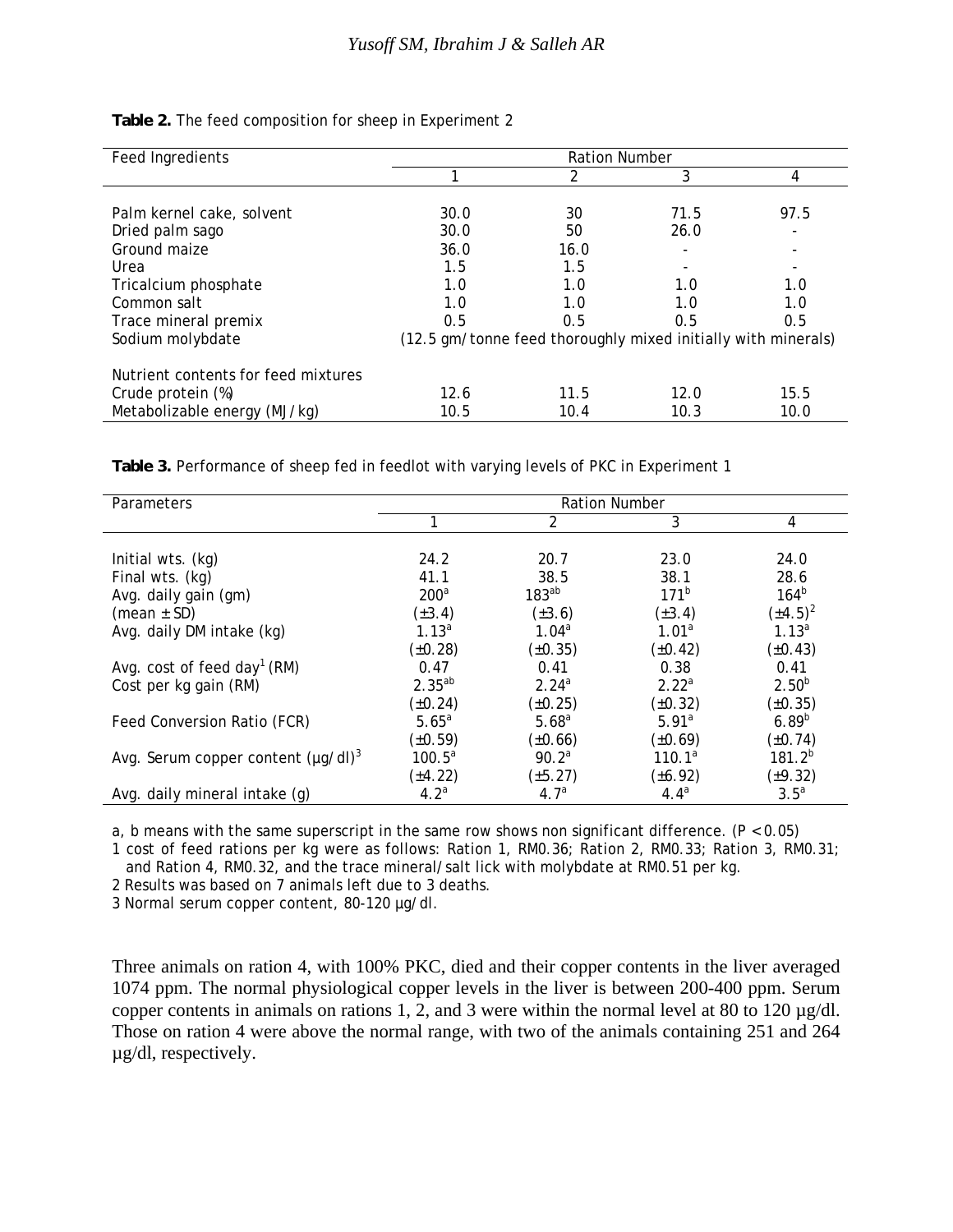**Table 2.** The feed composition for sheep in Experiment 2

| Feed Ingredients | Ration Number | | | |
|---|---|---|---|---|
| | 1 | 2 | 3 | 4 |
| Palm kernel cake, solvent | 30.0 | 30 | 71.5 | 97.5 |
| Dried palm sago | 30.0 | 50 | 26.0 | - |
| Ground maize | 36.0 | 16.0 | - | - |
| Urea | 1.5 | 1.5 | - | - |
| Tricalcium phosphate | 1.0 | 1.0 | 1.0 | 1.0 |
| Common salt | 1.0 | 1.0 | 1.0 | 1.0 |
| Trace mineral premix | 0.5 | 0.5 | 0.5 | 0.5 |
| Sodium molybdate | (12.5 gm/tonne feed thoroughly mixed initially with minerals) | | | |
| Nutrient contents for feed mixtures | | | | |
| Crude protein (%) | 12.6 | 11.5 | 12.0 | 15.5 |
| Metabolizable energy (MJ/kg) | 10.5 | 10.4 | 10.3 | 10.0 |

**Table 3.** Performance of sheep fed in feedlot with varying levels of PKC in Experiment 1

| Parameters | Ration Number | | | |
|---|---|---|---|---|
| | 1 | 2 | 3 | 4 |
| Initial wts. (kg) | 24.2 | 20.7 | 23.0 | 24.0 |
| Final wts. (kg) | 41.1 | 38.5 | 38.1 | 28.6 |
| Avg. daily gain (gm) | 200[a] | 183[ab] | 171[b] | 164[b] |
| (mean ± SD) | (±3.4) | (±3.6) | (±3.4) | (±4.5)[2] |
| Avg. daily DM intake (kg) | 1.13[a] | 1.04[a] | 1.01[a] | 1.13[a] |
| | (±0.28) | (±0.35) | (±0.42) | (±0.43) |
| Avg. cost of feed day[1] (RM) | 0.47 | 0.41 | 0.38 | 0.41 |
| Cost per kg gain (RM) | 2.35[ab] | 2.24[a] | 2.22[a] | 2.50[b] |
| | (±0.24) | (±0.25) | (±0.32) | (±0.35) |
| Feed Conversion Ratio (FCR) | 5.65[a] | 5.68[a] | 5.91[a] | 6.89[b] |
| | (±0.59) | (±0.66) | (±0.69) | (±0.74) |
| Avg. Serum copper content (µg/dl)[3] | 100.5[a] | 90.2[a] | 110.1[a] | 181.2[b] |
| | (±4.22) | (±5.27) | (±6.92) | (±9.32) |
| Avg. daily mineral intake (g) | 4.2[a] | 4.7[a] | 4.4[a] | 3.5[a] |

a, b means with the same superscript in the same row shows non significant difference. ($P < 0.05$)

1 cost of feed rations per kg were as follows: Ration 1, RM0.36; Ration 2, RM0.33; Ration 3, RM0.31; and Ration 4, RM0.32, and the trace mineral/salt lick with molybdate at RM0.51 per kg.

2 Results was based on 7 animals left due to 3 deaths.

3 Normal serum copper content, 80-120 µg/dl.

Three animals on ration 4, with 100% PKC, died and their copper contents in the liver averaged 1074 ppm. The normal physiological copper levels in the liver is between 200-400 ppm. Serum copper contents in animals on rations 1, 2, and 3 were within the normal level at 80 to 120 µg/dl. Those on ration 4 were above the normal range, with two of the animals containing 251 and 264 µg/dl, respectively.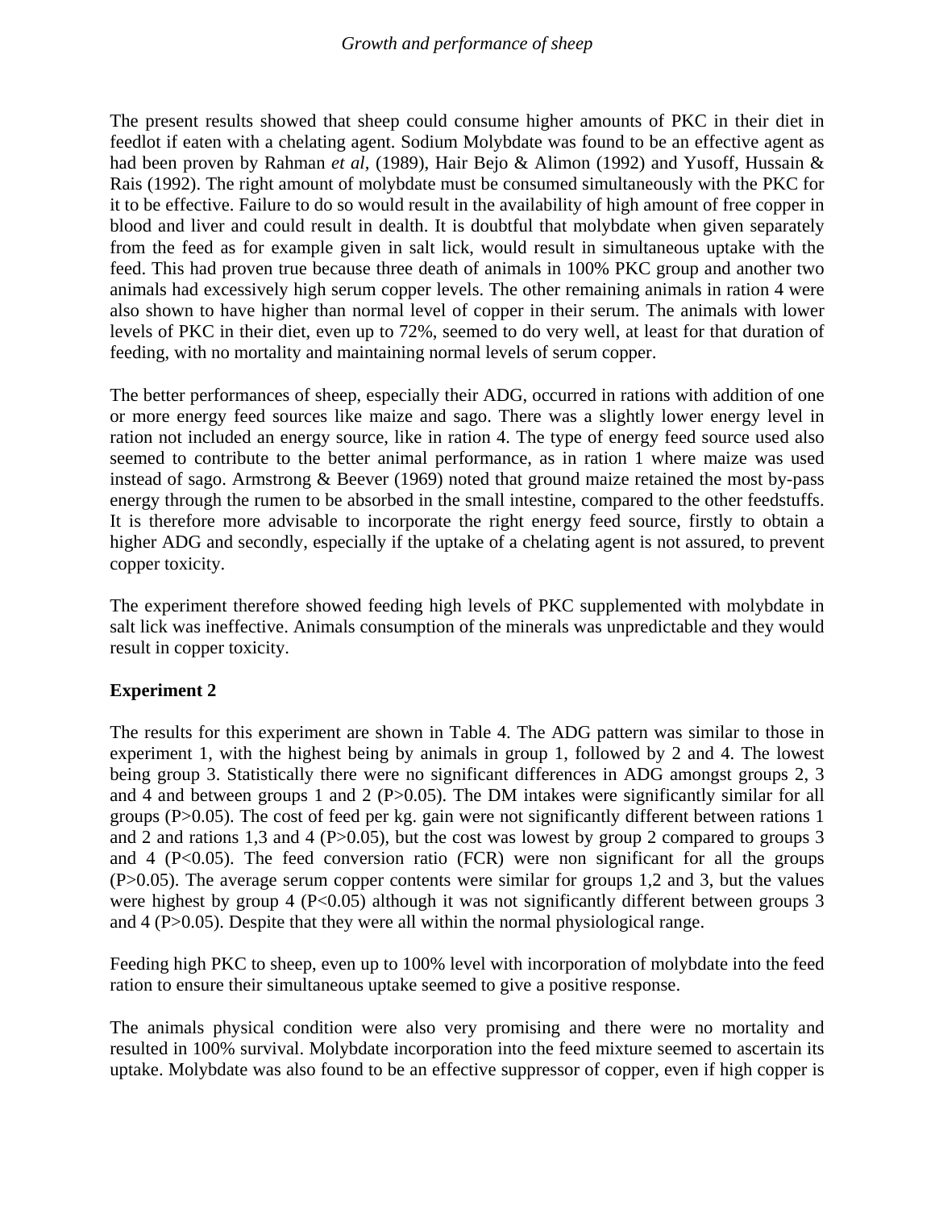The present results showed that sheep could consume higher amounts of PKC in their diet in feedlot if eaten with a chelating agent. Sodium Molybdate was found to be an effective agent as had been proven by Rahman *et al,* (1989), Hair Bejo & Alimon (1992) and Yusoff, Hussain & Rais (1992). The right amount of molybdate must be consumed simultaneously with the PKC for it to be effective. Failure to do so would result in the availability of high amount of free copper in blood and liver and could result in dealth. It is doubtful that molybdate when given separately from the feed as for example given in salt lick, would result in simultaneous uptake with the feed. This had proven true because three death of animals in 100% PKC group and another two animals had excessively high serum copper levels. The other remaining animals in ration 4 were also shown to have higher than normal level of copper in their serum. The animals with lower levels of PKC in their diet, even up to 72%, seemed to do very well, at least for that duration of feeding, with no mortality and maintaining normal levels of serum copper.

The better performances of sheep, especially their ADG, occurred in rations with addition of one or more energy feed sources like maize and sago. There was a slightly lower energy level in ration not included an energy source, like in ration 4. The type of energy feed source used also seemed to contribute to the better animal performance, as in ration 1 where maize was used instead of sago. Armstrong & Beever (1969) noted that ground maize retained the most by-pass energy through the rumen to be absorbed in the small intestine, compared to the other feedstuffs. It is therefore more advisable to incorporate the right energy feed source, firstly to obtain a higher ADG and secondly, especially if the uptake of a chelating agent is not assured, to prevent copper toxicity.

The experiment therefore showed feeding high levels of PKC supplemented with molybdate in salt lick was ineffective. Animals consumption of the minerals was unpredictable and they would result in copper toxicity.

**Experiment 2**

The results for this experiment are shown in Table 4. The ADG pattern was similar to those in experiment 1, with the highest being by animals in group 1, followed by 2 and 4. The lowest being group 3. Statistically there were no significant differences in ADG amongst groups 2, 3 and 4 and between groups 1 and 2 ($P>0.05$). The DM intakes were significantly similar for all groups ($P>0.05$). The cost of feed per kg. gain were not significantly different between rations 1 and 2 and rations 1,3 and 4 ($P>0.05$), but the cost was lowest by group 2 compared to groups 3 and 4 ($P<0.05$). The feed conversion ratio (FCR) were non significant for all the groups ($P>0.05$). The average serum copper contents were similar for groups 1,2 and 3, but the values were highest by group 4 ($P<0.05$) although it was not significantly different between groups 3 and 4 ($P>0.05$). Despite that they were all within the normal physiological range.

Feeding high PKC to sheep, even up to 100% level with incorporation of molybdate into the feed ration to ensure their simultaneous uptake seemed to give a positive response.

The animals physical condition were also very promising and there were no mortality and resulted in 100% survival. Molybdate incorporation into the feed mixture seemed to ascertain its uptake. Molybdate was also found to be an effective suppressor of copper, even if high copper is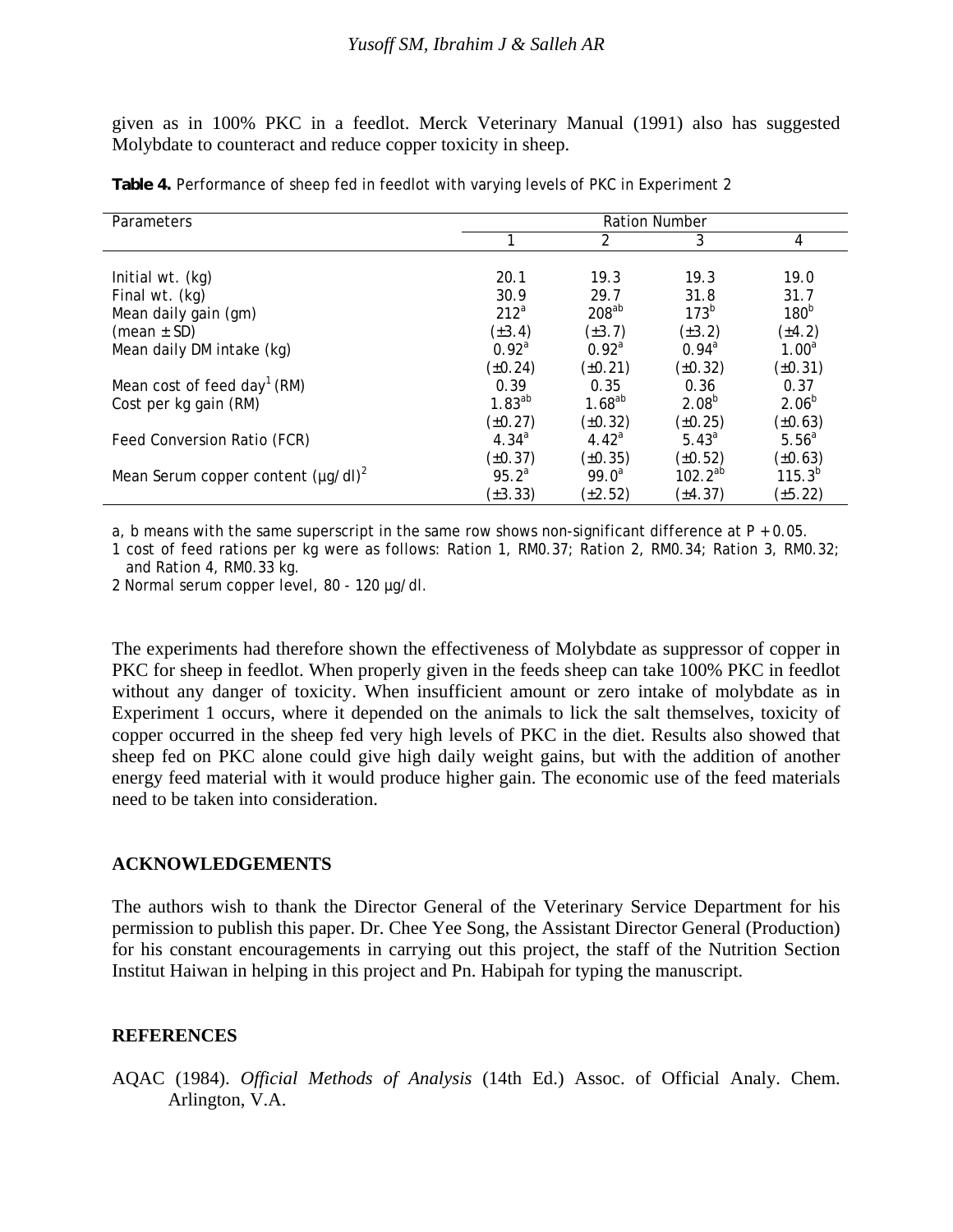given as in 100% PKC in a feedlot. Merck Veterinary Manual (1991) also has suggested Molybdate to counteract and reduce copper toxicity in sheep.

**Table 4.** Performance of sheep fed in feedlot with varying levels of PKC in Experiment 2

| Parameters | Ration Number | | | |
|---|---|---|---|---|
| | 1 | 2 | 3 | 4 |
| Initial wt. (kg) | 20.1 | 19.3 | 19.3 | 19.0 |
| Final wt. (kg) | 30.9 | 29.7 | 31.8 | 31.7 |
| Mean daily gain (gm) | 212[a] | 208[ab] | 173[b] | 180[b] |
| (mean ± SD) | (±3.4) | (±3.7) | (±3.2) | (±4.2) |
| Mean daily DM intake (kg) | 0.92[a] | 0.92[a] | 0.94[a] | 1.00[a] |
| | (±0.24) | (±0.21) | (±0.32) | (±0.31) |
| Mean cost of feed day[1] (RM) | 0.39 | 0.35 | 0.36 | 0.37 |
| Cost per kg gain (RM) | 1.83[ab] | 1.68[ab] | 2.08[b] | 2.06[b] |
| | (±0.27) | (±0.32) | (±0.25) | (±0.63) |
| Feed Conversion Ratio (FCR) | 4.34[a] | 4.42[a] | 5.43[a] | 5.56[a] |
| | (±0.37) | (±0.35) | (±0.52) | (±0.63) |
| Mean Serum copper content (µg/dl)[2] | 95.2[a] | 99.0[a] | 102.2[ab] | 115.3[b] |
| | (±3.33) | (±2.52) | (±4.37) | (±5.22) |

a, b means with the same superscript in the same row shows non-significant difference at P + 0.05.

1 cost of feed rations per kg were as follows: Ration 1, RM0.37; Ration 2, RM0.34; Ration 3, RM0.32; and Ration 4, RM0.33 kg.

2 Normal serum copper level, 80 - 120 µg/dl.

The experiments had therefore shown the effectiveness of Molybdate as suppressor of copper in PKC for sheep in feedlot. When properly given in the feeds sheep can take 100% PKC in feedlot without any danger of toxicity. When insufficient amount or zero intake of molybdate as in Experiment 1 occurs, where it depended on the animals to lick the salt themselves, toxicity of copper occurred in the sheep fed very high levels of PKC in the diet. Results also showed that sheep fed on PKC alone could give high daily weight gains, but with the addition of another energy feed material with it would produce higher gain. The economic use of the feed materials need to be taken into consideration.

## ACKNOWLEDGEMENTS

The authors wish to thank the Director General of the Veterinary Service Department for his permission to publish this paper. Dr. Chee Yee Song, the Assistant Director General (Production) for his constant encouragements in carrying out this project, the staff of the Nutrition Section Institut Haiwan in helping in this project and Pn. Habipah for typing the manuscript.

## REFERENCES

AQAC (1984). *Official Methods of Analysis* (14th Ed.) Assoc. of Official Analy. Chem. Arlington, V.A.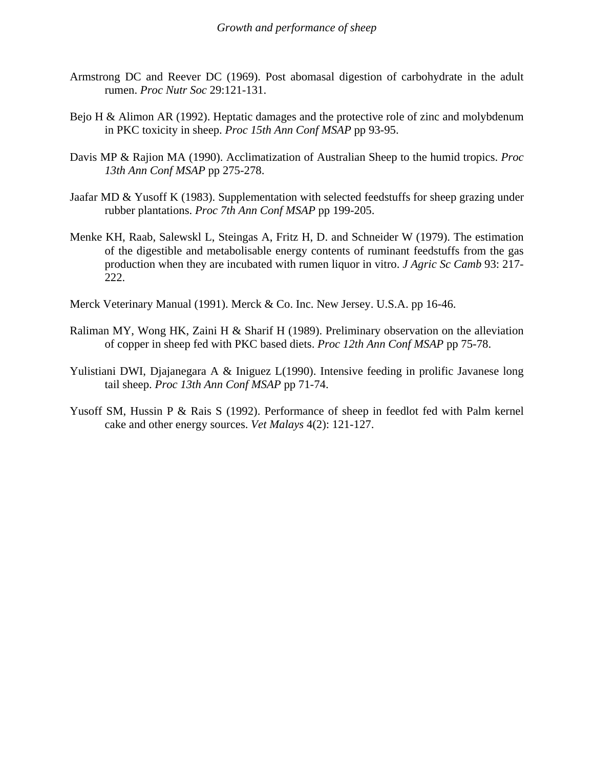Armstrong DC and Reever DC (1969). Post abomasal digestion of carbohydrate in the adult rumen. *Proc Nutr Soc* 29:121-131.

Bejo H & Alimon AR (1992). Heptatic damages and the protective role of zinc and molybdenum in PKC toxicity in sheep. *Proc 15th Ann Conf MSAP* pp 93-95.

Davis MP & Rajion MA (1990). Acclimatization of Australian Sheep to the humid tropics. *Proc 13th Ann Conf MSAP* pp 275-278.

Jaafar MD & Yusoff K (1983). Supplementation with selected feedstuffs for sheep grazing under rubber plantations. *Proc 7th Ann Conf MSAP* pp 199-205.

Menke KH, Raab, Salewskl L, Steingas A, Fritz H, D. and Schneider W (1979). The estimation of the digestible and metabolisable energy contents of ruminant feedstuffs from the gas production when they are incubated with rumen liquor in vitro. *J Agric Sc Camb* 93: 217-222.

Merck Veterinary Manual (1991). Merck & Co. Inc. New Jersey. U.S.A. pp 16-46.

Raliman MY, Wong HK, Zaini H & Sharif H (1989). Preliminary observation on the alleviation of copper in sheep fed with PKC based diets. *Proc 12th Ann Conf MSAP* pp 75-78.

Yulistiani DWI, Djajanegara A & Iniguez L(1990). Intensive feeding in prolific Javanese long tail sheep. *Proc 13th Ann Conf MSAP* pp 71-74.

Yusoff SM, Hussin P & Rais S (1992). Performance of sheep in feedlot fed with Palm kernel cake and other energy sources. *Vet Malays* 4(2): 121-127.